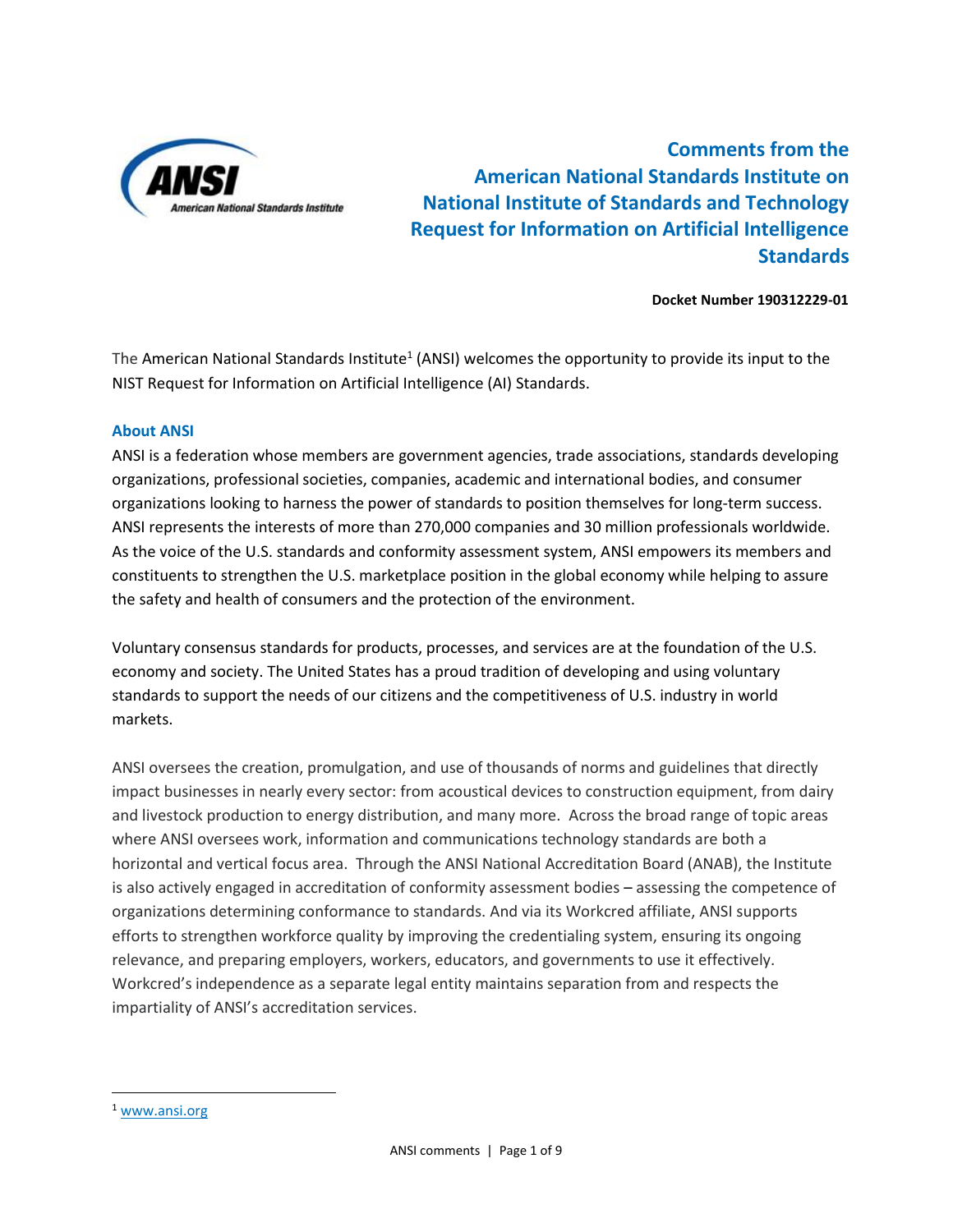# Comments from the American National Standards Institute on National Institute of Standards and Technology Request for Information on Artificial Intelligence Standards

**Docket Number 190312229-01**

The American National Standards Institute[1] (ANSI) welcomes the opportunity to provide its input to the NIST Request for Information on Artificial Intelligence (AI) Standards.

## About ANSI

ANSI is a federation whose members are government agencies, trade associations, standards developing organizations, professional societies, companies, academic and international bodies, and consumer organizations looking to harness the power of standards to position themselves for long-term success. ANSI represents the interests of more than 270,000 companies and 30 million professionals worldwide. As the voice of the U.S. standards and conformity assessment system, ANSI empowers its members and constituents to strengthen the U.S. marketplace position in the global economy while helping to assure the safety and health of consumers and the protection of the environment.

Voluntary consensus standards for products, processes, and services are at the foundation of the U.S. economy and society. The United States has a proud tradition of developing and using voluntary standards to support the needs of our citizens and the competitiveness of U.S. industry in world markets.

ANSI oversees the creation, promulgation, and use of thousands of norms and guidelines that directly impact businesses in nearly every sector: from acoustical devices to construction equipment, from dairy and livestock production to energy distribution, and many more. Across the broad range of topic areas where ANSI oversees work, information and communications technology standards are both a horizontal and vertical focus area. Through the ANSI National Accreditation Board (ANAB), the Institute is also actively engaged in accreditation of conformity assessment bodies – assessing the competence of organizations determining conformance to standards. And via its Workcred affiliate, ANSI supports efforts to strengthen workforce quality by improving the credentialing system, ensuring its ongoing relevance, and preparing employers, workers, educators, and governments to use it effectively. Workcred's independence as a separate legal entity maintains separation from and respects the impartiality of ANSI's accreditation services.

---

[1] www.ansi.org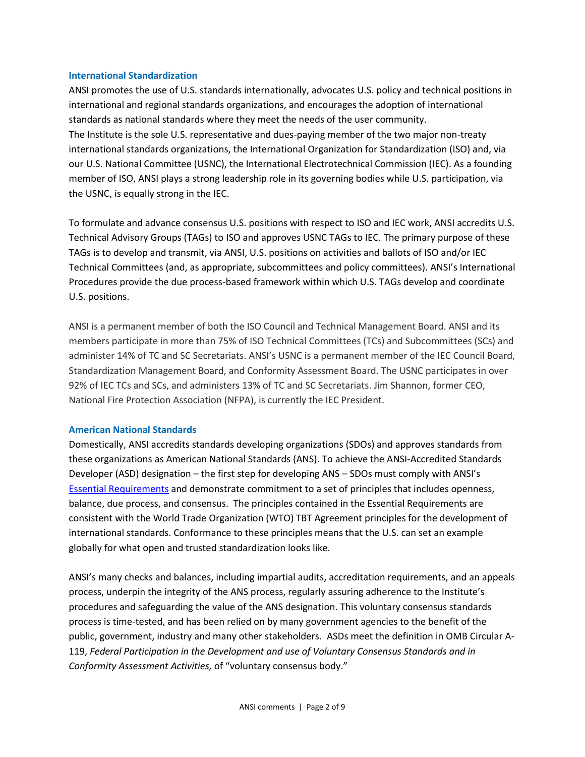### International Standardization

ANSI promotes the use of U.S. standards internationally, advocates U.S. policy and technical positions in international and regional standards organizations, and encourages the adoption of international standards as national standards where they meet the needs of the user community.
The Institute is the sole U.S. representative and dues-paying member of the two major non-treaty international standards organizations, the International Organization for Standardization (ISO) and, via our U.S. National Committee (USNC), the International Electrotechnical Commission (IEC). As a founding member of ISO, ANSI plays a strong leadership role in its governing bodies while U.S. participation, via the USNC, is equally strong in the IEC.

To formulate and advance consensus U.S. positions with respect to ISO and IEC work, ANSI accredits U.S. Technical Advisory Groups (TAGs) to ISO and approves USNC TAGs to IEC. The primary purpose of these TAGs is to develop and transmit, via ANSI, U.S. positions on activities and ballots of ISO and/or IEC Technical Committees (and, as appropriate, subcommittees and policy committees). ANSI's International Procedures provide the due process-based framework within which U.S. TAGs develop and coordinate U.S. positions.

ANSI is a permanent member of both the ISO Council and Technical Management Board. ANSI and its members participate in more than 75% of ISO Technical Committees (TCs) and Subcommittees (SCs) and administer 14% of TC and SC Secretariats. ANSI's USNC is a permanent member of the IEC Council Board, Standardization Management Board, and Conformity Assessment Board. The USNC participates in over 92% of IEC TCs and SCs, and administers 13% of TC and SC Secretariats. Jim Shannon, former CEO, National Fire Protection Association (NFPA), is currently the IEC President.

### American National Standards

Domestically, ANSI accredits standards developing organizations (SDOs) and approves standards from these organizations as American National Standards (ANS). To achieve the ANSI-Accredited Standards Developer (ASD) designation – the first step for developing ANS – SDOs must comply with ANSI's Essential Requirements and demonstrate commitment to a set of principles that includes openness, balance, due process, and consensus. The principles contained in the Essential Requirements are consistent with the World Trade Organization (WTO) TBT Agreement principles for the development of international standards. Conformance to these principles means that the U.S. can set an example globally for what open and trusted standardization looks like.

ANSI's many checks and balances, including impartial audits, accreditation requirements, and an appeals process, underpin the integrity of the ANS process, regularly assuring adherence to the Institute's procedures and safeguarding the value of the ANS designation. This voluntary consensus standards process is time-tested, and has been relied on by many government agencies to the benefit of the public, government, industry and many other stakeholders. ASDs meet the definition in OMB Circular A-119, *Federal Participation in the Development and use of Voluntary Consensus Standards and in Conformity Assessment Activities,* of "voluntary consensus body."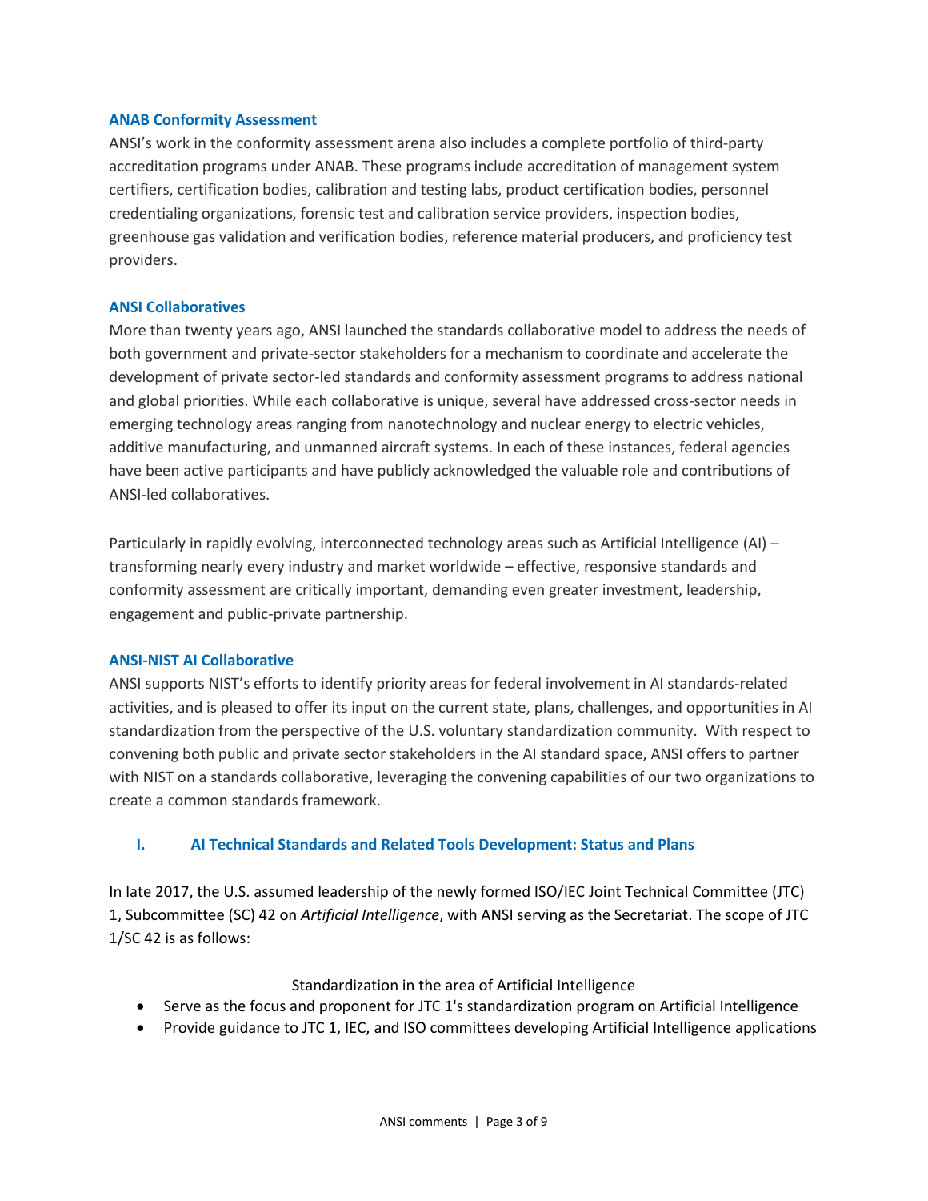### ANAB Conformity Assessment

ANSI's work in the conformity assessment arena also includes a complete portfolio of third-party accreditation programs under ANAB. These programs include accreditation of management system certifiers, certification bodies, calibration and testing labs, product certification bodies, personnel credentialing organizations, forensic test and calibration service providers, inspection bodies, greenhouse gas validation and verification bodies, reference material producers, and proficiency test providers.

### ANSI Collaboratives

More than twenty years ago, ANSI launched the standards collaborative model to address the needs of both government and private-sector stakeholders for a mechanism to coordinate and accelerate the development of private sector-led standards and conformity assessment programs to address national and global priorities. While each collaborative is unique, several have addressed cross-sector needs in emerging technology areas ranging from nanotechnology and nuclear energy to electric vehicles, additive manufacturing, and unmanned aircraft systems. In each of these instances, federal agencies have been active participants and have publicly acknowledged the valuable role and contributions of ANSI-led collaboratives.

Particularly in rapidly evolving, interconnected technology areas such as Artificial Intelligence (AI) – transforming nearly every industry and market worldwide – effective, responsive standards and conformity assessment are critically important, demanding even greater investment, leadership, engagement and public-private partnership.

### ANSI-NIST AI Collaborative

ANSI supports NIST's efforts to identify priority areas for federal involvement in AI standards-related activities, and is pleased to offer its input on the current state, plans, challenges, and opportunities in AI standardization from the perspective of the U.S. voluntary standardization community. With respect to convening both public and private sector stakeholders in the AI standard space, ANSI offers to partner with NIST on a standards collaborative, leveraging the convening capabilities of our two organizations to create a common standards framework.

## I. AI Technical Standards and Related Tools Development: Status and Plans

In late 2017, the U.S. assumed leadership of the newly formed ISO/IEC Joint Technical Committee (JTC) 1, Subcommittee (SC) 42 on *Artificial Intelligence*, with ANSI serving as the Secretariat. The scope of JTC 1/SC 42 is as follows:

Standardization in the area of Artificial Intelligence

- Serve as the focus and proponent for JTC 1's standardization program on Artificial Intelligence
- Provide guidance to JTC 1, IEC, and ISO committees developing Artificial Intelligence applications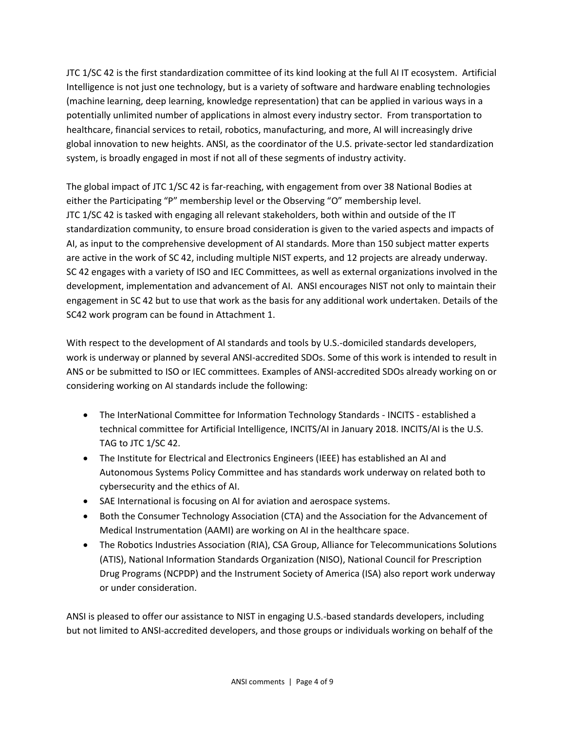JTC 1/SC 42 is the first standardization committee of its kind looking at the full AI IT ecosystem. Artificial Intelligence is not just one technology, but is a variety of software and hardware enabling technologies (machine learning, deep learning, knowledge representation) that can be applied in various ways in a potentially unlimited number of applications in almost every industry sector. From transportation to healthcare, financial services to retail, robotics, manufacturing, and more, AI will increasingly drive global innovation to new heights. ANSI, as the coordinator of the U.S. private-sector led standardization system, is broadly engaged in most if not all of these segments of industry activity.

The global impact of JTC 1/SC 42 is far-reaching, with engagement from over 38 National Bodies at either the Participating "P" membership level or the Observing "O" membership level. JTC 1/SC 42 is tasked with engaging all relevant stakeholders, both within and outside of the IT standardization community, to ensure broad consideration is given to the varied aspects and impacts of AI, as input to the comprehensive development of AI standards. More than 150 subject matter experts are active in the work of SC 42, including multiple NIST experts, and 12 projects are already underway. SC 42 engages with a variety of ISO and IEC Committees, as well as external organizations involved in the development, implementation and advancement of AI. ANSI encourages NIST not only to maintain their engagement in SC 42 but to use that work as the basis for any additional work undertaken. Details of the SC42 work program can be found in Attachment 1.

With respect to the development of AI standards and tools by U.S.-domiciled standards developers, work is underway or planned by several ANSI-accredited SDOs. Some of this work is intended to result in ANS or be submitted to ISO or IEC committees. Examples of ANSI-accredited SDOs already working on or considering working on AI standards include the following:

- The InterNational Committee for Information Technology Standards - INCITS - established a technical committee for Artificial Intelligence, INCITS/AI in January 2018. INCITS/AI is the U.S. TAG to JTC 1/SC 42.
- The Institute for Electrical and Electronics Engineers (IEEE) has established an AI and Autonomous Systems Policy Committee and has standards work underway on related both to cybersecurity and the ethics of AI.
- SAE International is focusing on AI for aviation and aerospace systems.
- Both the Consumer Technology Association (CTA) and the Association for the Advancement of Medical Instrumentation (AAMI) are working on AI in the healthcare space.
- The Robotics Industries Association (RIA), CSA Group, Alliance for Telecommunications Solutions (ATIS), National Information Standards Organization (NISO), National Council for Prescription Drug Programs (NCPDP) and the Instrument Society of America (ISA) also report work underway or under consideration.

ANSI is pleased to offer our assistance to NIST in engaging U.S.-based standards developers, including but not limited to ANSI-accredited developers, and those groups or individuals working on behalf of the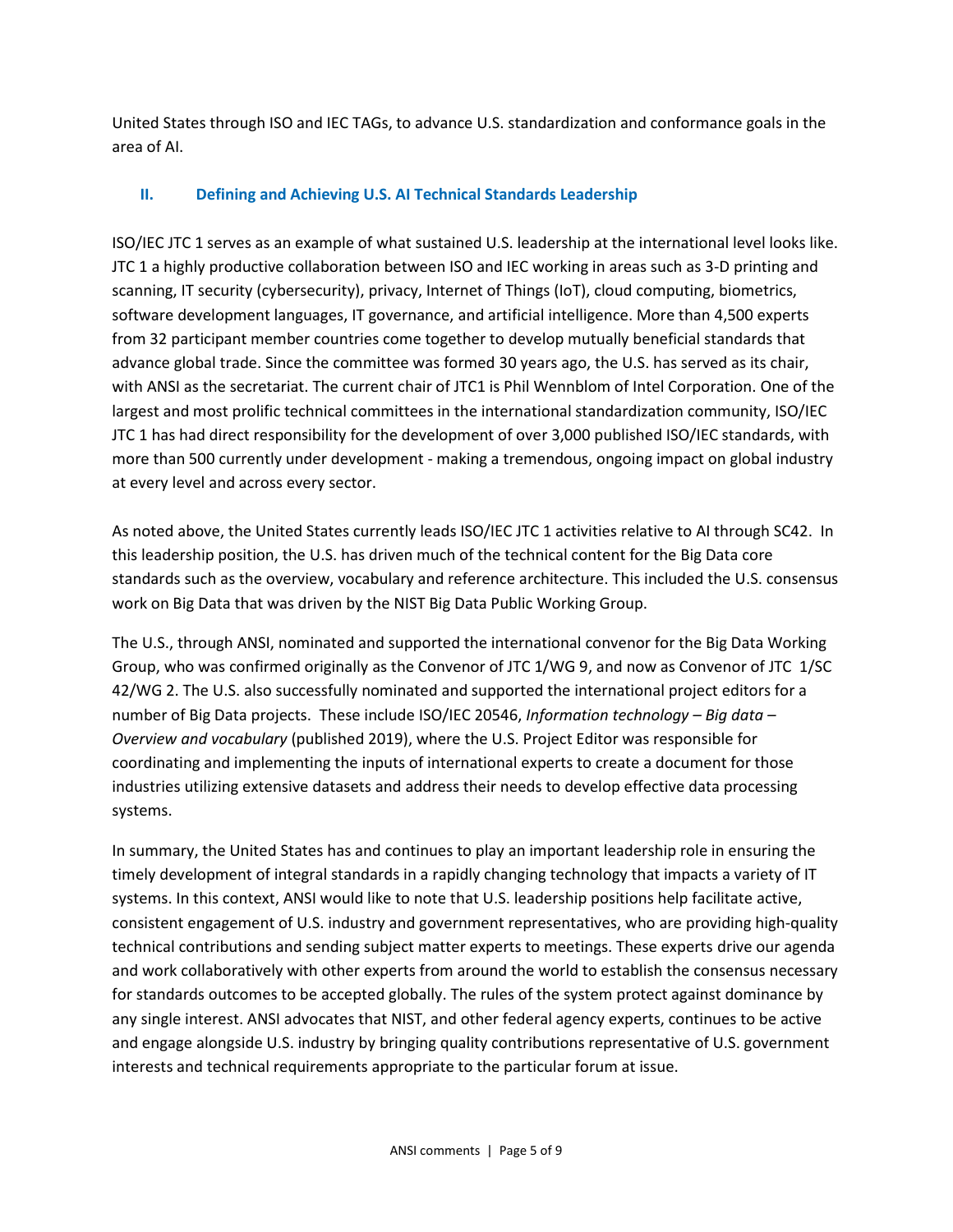United States through ISO and IEC TAGs, to advance U.S. standardization and conformance goals in the area of AI.

## II. Defining and Achieving U.S. AI Technical Standards Leadership

ISO/IEC JTC 1 serves as an example of what sustained U.S. leadership at the international level looks like. JTC 1 a highly productive collaboration between ISO and IEC working in areas such as 3-D printing and scanning, IT security (cybersecurity), privacy, Internet of Things (IoT), cloud computing, biometrics, software development languages, IT governance, and artificial intelligence. More than 4,500 experts from 32 participant member countries come together to develop mutually beneficial standards that advance global trade. Since the committee was formed 30 years ago, the U.S. has served as its chair, with ANSI as the secretariat. The current chair of JTC1 is Phil Wennblom of Intel Corporation. One of the largest and most prolific technical committees in the international standardization community, ISO/IEC JTC 1 has had direct responsibility for the development of over 3,000 published ISO/IEC standards, with more than 500 currently under development - making a tremendous, ongoing impact on global industry at every level and across every sector.

As noted above, the United States currently leads ISO/IEC JTC 1 activities relative to AI through SC42. In this leadership position, the U.S. has driven much of the technical content for the Big Data core standards such as the overview, vocabulary and reference architecture. This included the U.S. consensus work on Big Data that was driven by the NIST Big Data Public Working Group.

The U.S., through ANSI, nominated and supported the international convenor for the Big Data Working Group, who was confirmed originally as the Convenor of JTC 1/WG 9, and now as Convenor of JTC 1/SC 42/WG 2. The U.S. also successfully nominated and supported the international project editors for a number of Big Data projects. These include ISO/IEC 20546, *Information technology – Big data – Overview and vocabulary* (published 2019), where the U.S. Project Editor was responsible for coordinating and implementing the inputs of international experts to create a document for those industries utilizing extensive datasets and address their needs to develop effective data processing systems.

In summary, the United States has and continues to play an important leadership role in ensuring the timely development of integral standards in a rapidly changing technology that impacts a variety of IT systems. In this context, ANSI would like to note that U.S. leadership positions help facilitate active, consistent engagement of U.S. industry and government representatives, who are providing high-quality technical contributions and sending subject matter experts to meetings. These experts drive our agenda and work collaboratively with other experts from around the world to establish the consensus necessary for standards outcomes to be accepted globally. The rules of the system protect against dominance by any single interest. ANSI advocates that NIST, and other federal agency experts, continues to be active and engage alongside U.S. industry by bringing quality contributions representative of U.S. government interests and technical requirements appropriate to the particular forum at issue.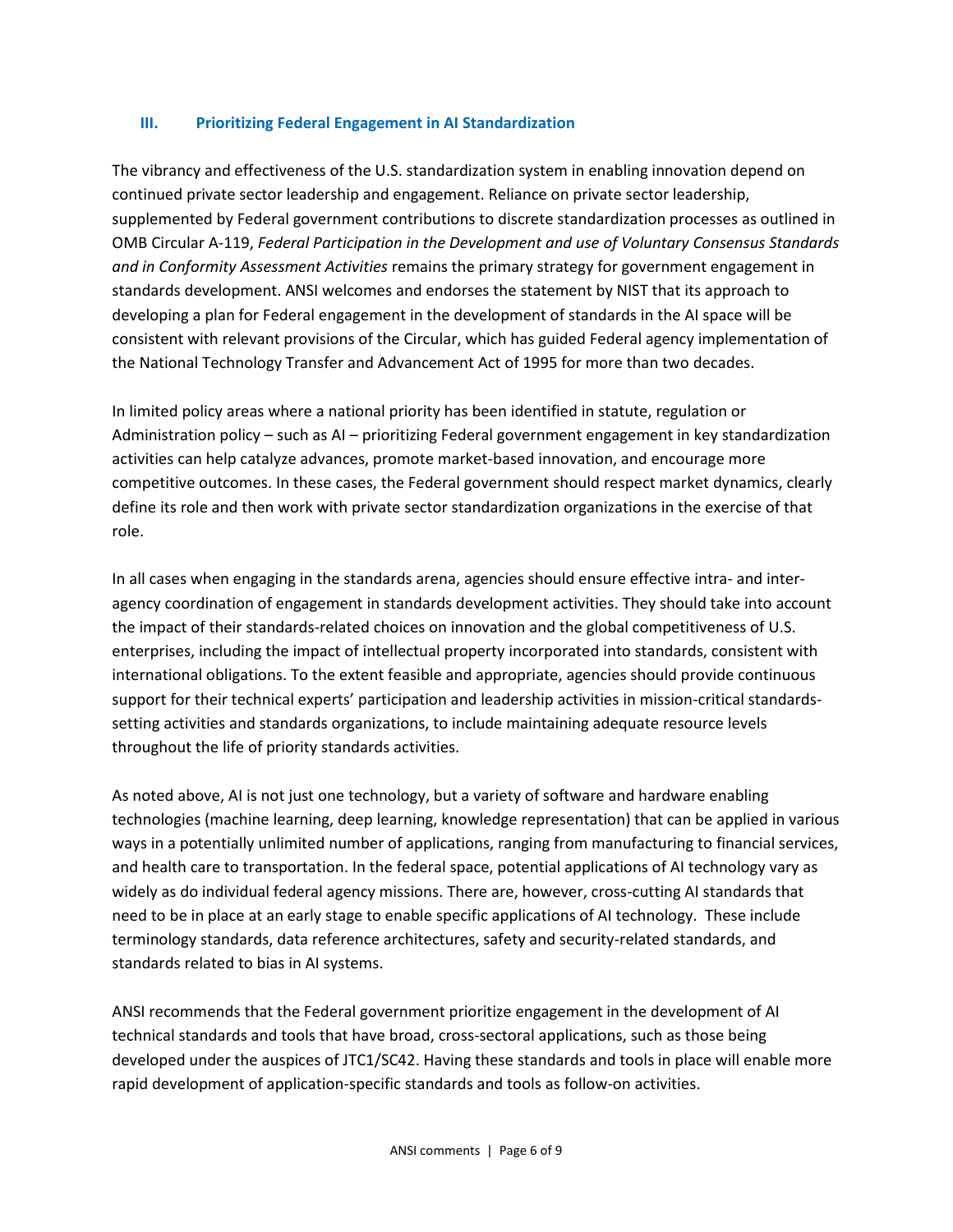## III. Prioritizing Federal Engagement in AI Standardization

The vibrancy and effectiveness of the U.S. standardization system in enabling innovation depend on continued private sector leadership and engagement. Reliance on private sector leadership, supplemented by Federal government contributions to discrete standardization processes as outlined in OMB Circular A-119, *Federal Participation in the Development and use of Voluntary Consensus Standards and in Conformity Assessment Activities* remains the primary strategy for government engagement in standards development. ANSI welcomes and endorses the statement by NIST that its approach to developing a plan for Federal engagement in the development of standards in the AI space will be consistent with relevant provisions of the Circular, which has guided Federal agency implementation of the National Technology Transfer and Advancement Act of 1995 for more than two decades.

In limited policy areas where a national priority has been identified in statute, regulation or Administration policy – such as AI – prioritizing Federal government engagement in key standardization activities can help catalyze advances, promote market-based innovation, and encourage more competitive outcomes. In these cases, the Federal government should respect market dynamics, clearly define its role and then work with private sector standardization organizations in the exercise of that role.

In all cases when engaging in the standards arena, agencies should ensure effective intra- and inter-agency coordination of engagement in standards development activities. They should take into account the impact of their standards-related choices on innovation and the global competitiveness of U.S. enterprises, including the impact of intellectual property incorporated into standards, consistent with international obligations. To the extent feasible and appropriate, agencies should provide continuous support for their technical experts' participation and leadership activities in mission-critical standards-setting activities and standards organizations, to include maintaining adequate resource levels throughout the life of priority standards activities.

As noted above, AI is not just one technology, but a variety of software and hardware enabling technologies (machine learning, deep learning, knowledge representation) that can be applied in various ways in a potentially unlimited number of applications, ranging from manufacturing to financial services, and health care to transportation. In the federal space, potential applications of AI technology vary as widely as do individual federal agency missions. There are, however, cross-cutting AI standards that need to be in place at an early stage to enable specific applications of AI technology. These include terminology standards, data reference architectures, safety and security-related standards, and standards related to bias in AI systems.

ANSI recommends that the Federal government prioritize engagement in the development of AI technical standards and tools that have broad, cross-sectoral applications, such as those being developed under the auspices of JTC1/SC42. Having these standards and tools in place will enable more rapid development of application-specific standards and tools as follow-on activities.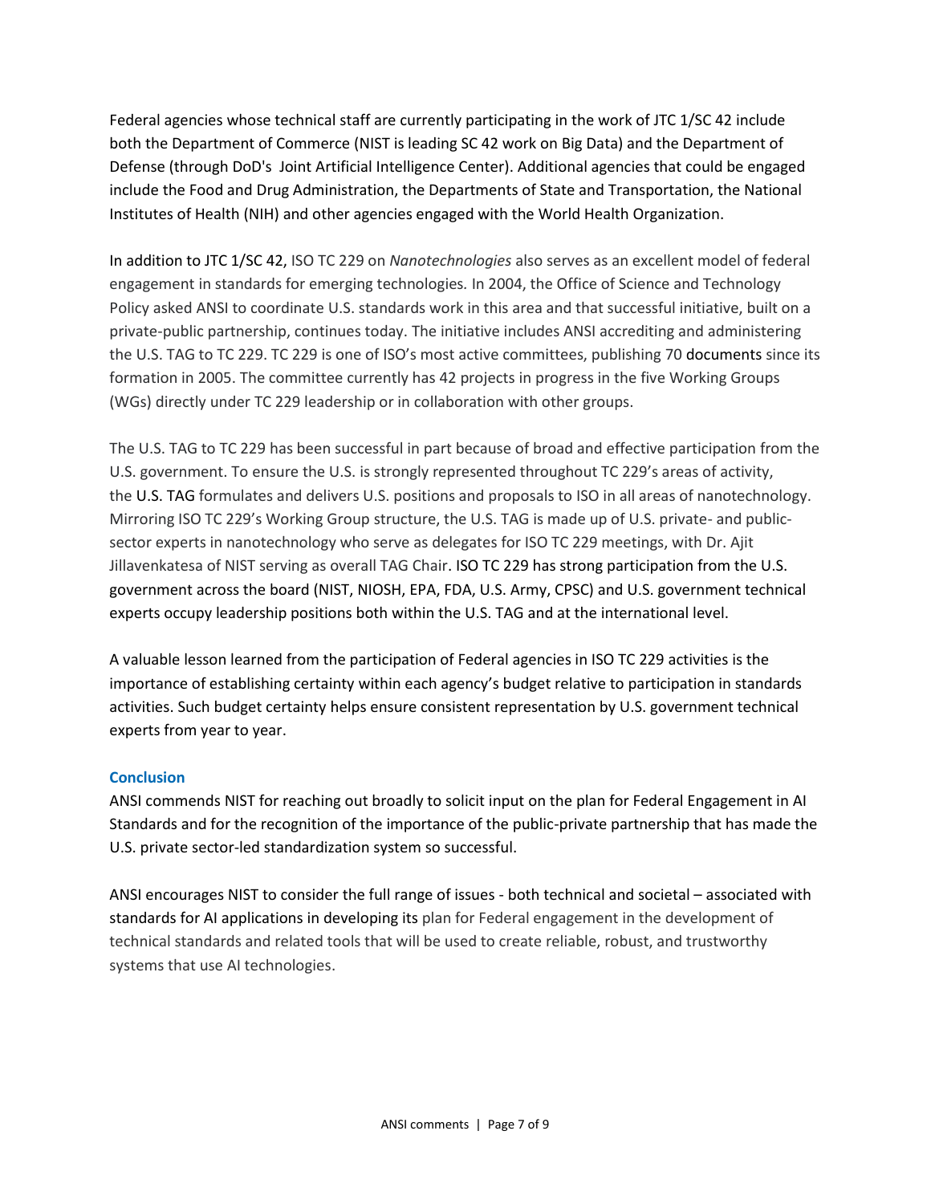Federal agencies whose technical staff are currently participating in the work of JTC 1/SC 42 include both the Department of Commerce (NIST is leading SC 42 work on Big Data) and the Department of Defense (through DoD's Joint Artificial Intelligence Center). Additional agencies that could be engaged include the Food and Drug Administration, the Departments of State and Transportation, the National Institutes of Health (NIH) and other agencies engaged with the World Health Organization.

In addition to JTC 1/SC 42, ISO TC 229 on *Nanotechnologies* also serves as an excellent model of federal engagement in standards for emerging technologies. In 2004, the Office of Science and Technology Policy asked ANSI to coordinate U.S. standards work in this area and that successful initiative, built on a private-public partnership, continues today. The initiative includes ANSI accrediting and administering the U.S. TAG to TC 229. TC 229 is one of ISO's most active committees, publishing 70 documents since its formation in 2005. The committee currently has 42 projects in progress in the five Working Groups (WGs) directly under TC 229 leadership or in collaboration with other groups.

The U.S. TAG to TC 229 has been successful in part because of broad and effective participation from the U.S. government. To ensure the U.S. is strongly represented throughout TC 229's areas of activity, the U.S. TAG formulates and delivers U.S. positions and proposals to ISO in all areas of nanotechnology. Mirroring ISO TC 229's Working Group structure, the U.S. TAG is made up of U.S. private- and public-sector experts in nanotechnology who serve as delegates for ISO TC 229 meetings, with Dr. Ajit Jillavenkatesa of NIST serving as overall TAG Chair. ISO TC 229 has strong participation from the U.S. government across the board (NIST, NIOSH, EPA, FDA, U.S. Army, CPSC) and U.S. government technical experts occupy leadership positions both within the U.S. TAG and at the international level.

A valuable lesson learned from the participation of Federal agencies in ISO TC 229 activities is the importance of establishing certainty within each agency's budget relative to participation in standards activities. Such budget certainty helps ensure consistent representation by U.S. government technical experts from year to year.

## Conclusion

ANSI commends NIST for reaching out broadly to solicit input on the plan for Federal Engagement in AI Standards and for the recognition of the importance of the public-private partnership that has made the U.S. private sector-led standardization system so successful.

ANSI encourages NIST to consider the full range of issues - both technical and societal – associated with standards for AI applications in developing its plan for Federal engagement in the development of technical standards and related tools that will be used to create reliable, robust, and trustworthy systems that use AI technologies.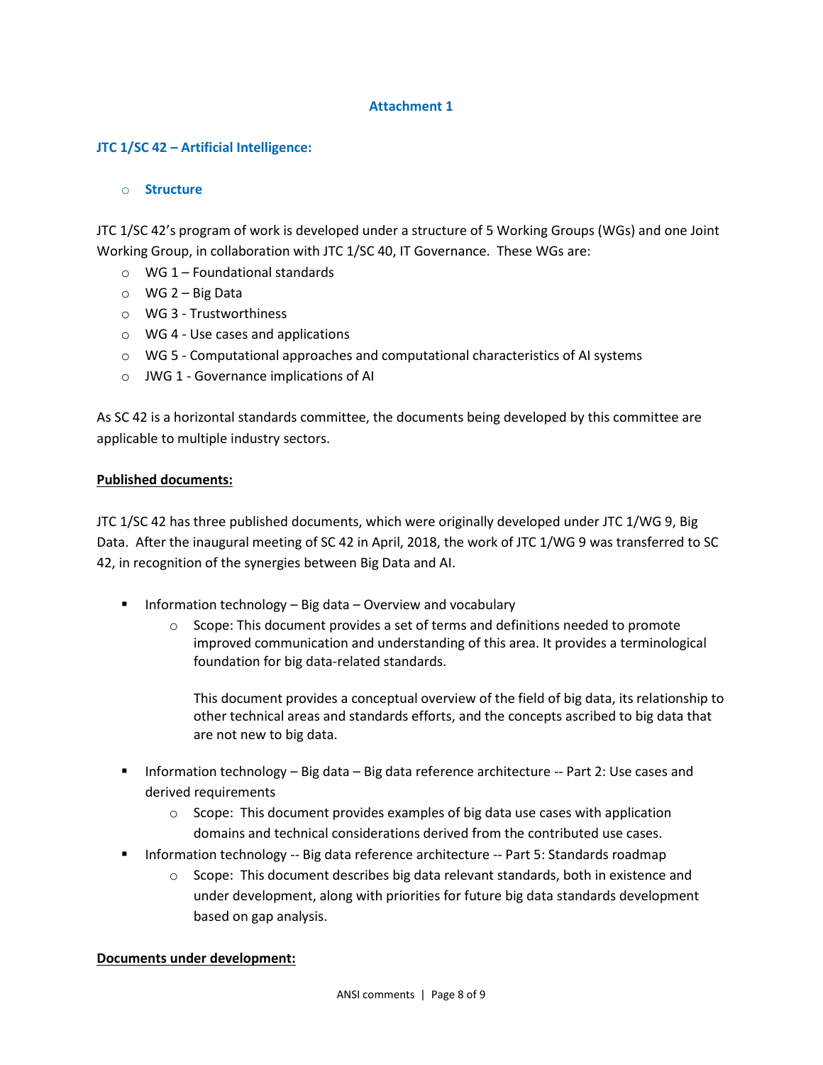## Attachment 1

### JTC 1/SC 42 – Artificial Intelligence:

- **Structure**

JTC 1/SC 42's program of work is developed under a structure of 5 Working Groups (WGs) and one Joint Working Group, in collaboration with JTC 1/SC 40, IT Governance. These WGs are:

- WG 1 – Foundational standards
- WG 2 – Big Data
- WG 3 - Trustworthiness
- WG 4 - Use cases and applications
- WG 5 - Computational approaches and computational characteristics of AI systems
- JWG 1 - Governance implications of AI

As SC 42 is a horizontal standards committee, the documents being developed by this committee are applicable to multiple industry sectors.

**Published documents:**

JTC 1/SC 42 has three published documents, which were originally developed under JTC 1/WG 9, Big Data. After the inaugural meeting of SC 42 in April, 2018, the work of JTC 1/WG 9 was transferred to SC 42, in recognition of the synergies between Big Data and AI.

- Information technology – Big data – Overview and vocabulary
  - Scope: This document provides a set of terms and definitions needed to promote improved communication and understanding of this area. It provides a terminological foundation for big data-related standards.

    This document provides a conceptual overview of the field of big data, its relationship to other technical areas and standards efforts, and the concepts ascribed to big data that are not new to big data.
- Information technology – Big data – Big data reference architecture -- Part 2: Use cases and derived requirements
  - Scope: This document provides examples of big data use cases with application domains and technical considerations derived from the contributed use cases.
- Information technology -- Big data reference architecture -- Part 5: Standards roadmap
  - Scope: This document describes big data relevant standards, both in existence and under development, along with priorities for future big data standards development based on gap analysis.

**Documents under development:**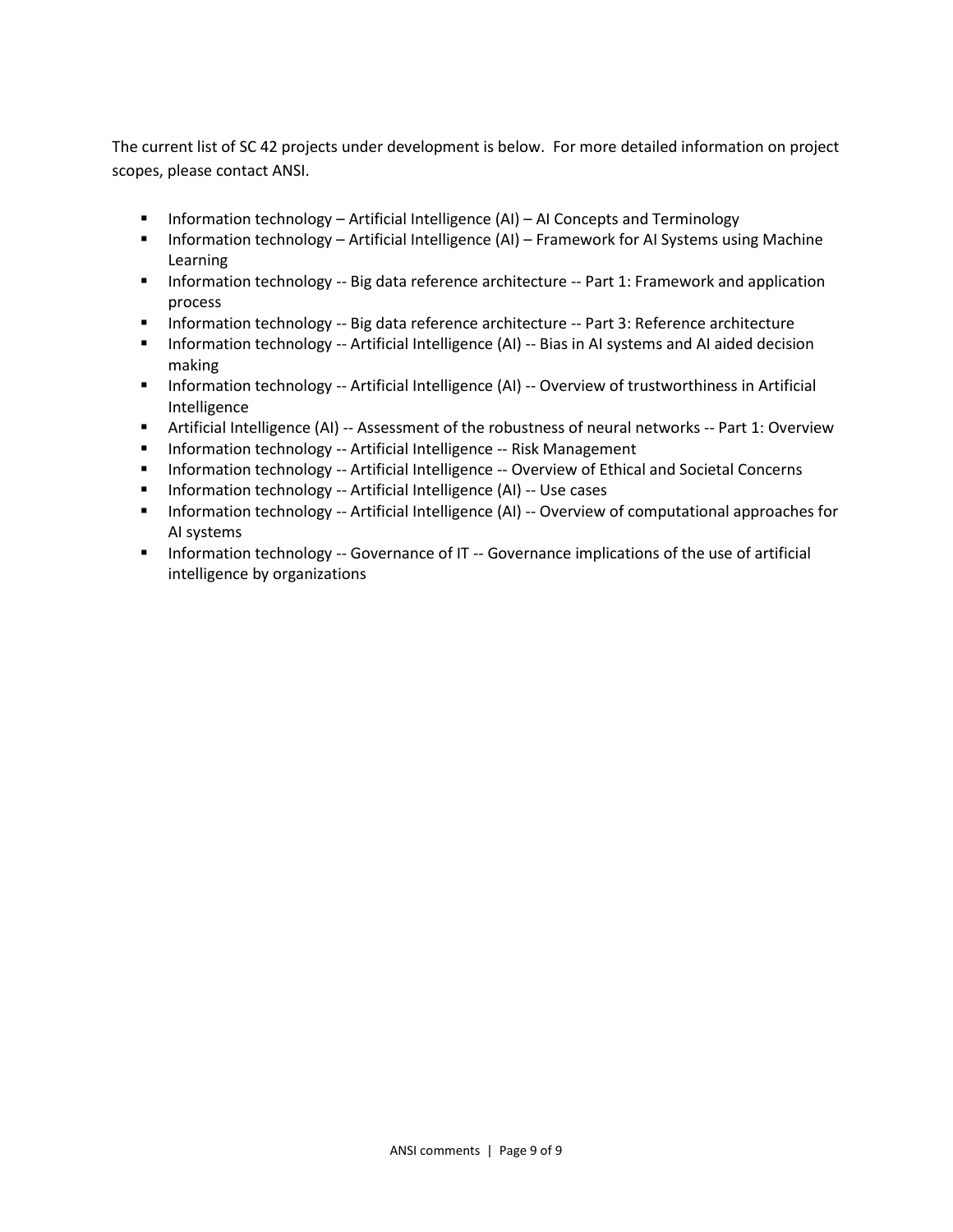The current list of SC 42 projects under development is below. For more detailed information on project scopes, please contact ANSI.

- Information technology – Artificial Intelligence (AI) – AI Concepts and Terminology
- Information technology – Artificial Intelligence (AI) – Framework for AI Systems using Machine Learning
- Information technology -- Big data reference architecture -- Part 1: Framework and application process
- Information technology -- Big data reference architecture -- Part 3: Reference architecture
- Information technology -- Artificial Intelligence (AI) -- Bias in AI systems and AI aided decision making
- Information technology -- Artificial Intelligence (AI) -- Overview of trustworthiness in Artificial Intelligence
- Artificial Intelligence (AI) -- Assessment of the robustness of neural networks -- Part 1: Overview
- Information technology -- Artificial Intelligence -- Risk Management
- Information technology -- Artificial Intelligence -- Overview of Ethical and Societal Concerns
- Information technology -- Artificial Intelligence (AI) -- Use cases
- Information technology -- Artificial Intelligence (AI) -- Overview of computational approaches for AI systems
- Information technology -- Governance of IT -- Governance implications of the use of artificial intelligence by organizations